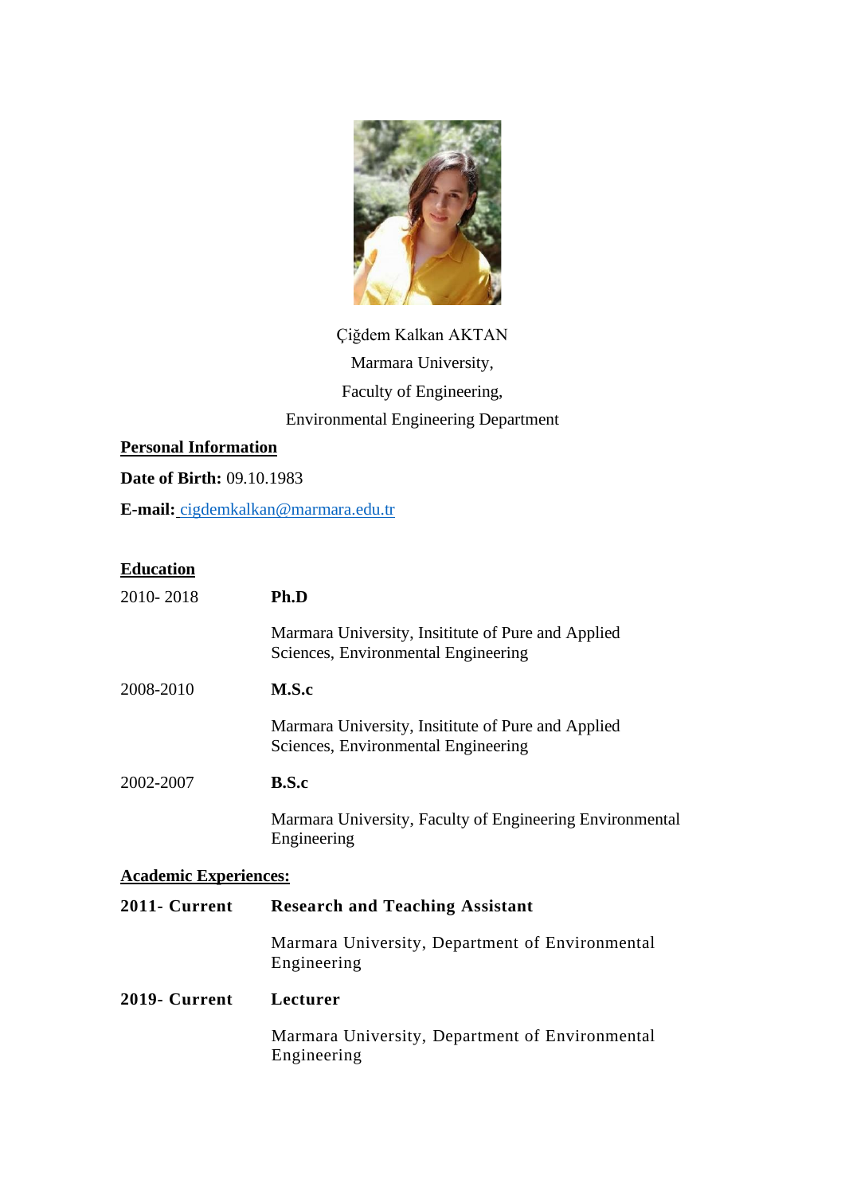Çiğdem Kalkan AKTAN

Marmara University,

Faculty of Engineering,

Environmental Engineering Department

## Personal Information

**Date of Birth:** 09.10.1983

**E-mail:** cigdemkalkan@marmara.edu.tr

## Education

2010- 2018 **Ph.D**

Marmara University, Insititute of Pure and Applied Sciences, Environmental Engineering

2008-2010 **M.S.c**

Marmara University, Insititute of Pure and Applied Sciences, Environmental Engineering

2002-2007 **B.S.c**

Marmara University, Faculty of Engineering Environmental Engineering

## Academic Experiences:

**2011- Current** **Research and Teaching Assistant**

Marmara University, Department of Environmental Engineering

**2019- Current** **Lecturer**

Marmara University, Department of Environmental Engineering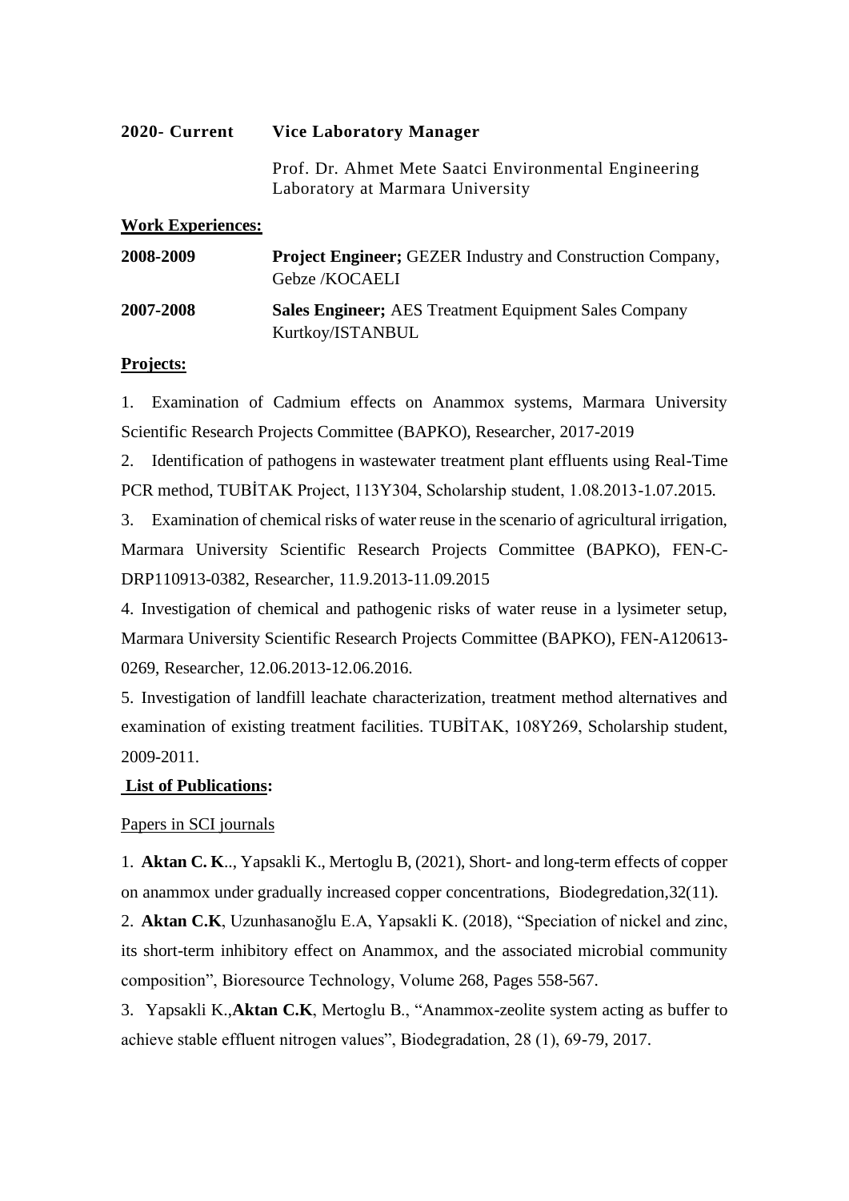**2020- Current** **Vice Laboratory Manager**

Prof. Dr. Ahmet Mete Saatci Environmental Engineering Laboratory at Marmara University

**Work Experiences:**

**2008-2009** **Project Engineer;** GEZER Industry and Construction Company, Gebze /KOCAELI

**2007-2008** **Sales Engineer;** AES Treatment Equipment Sales Company Kurtkoy/ISTANBUL

**Projects:**

1. Examination of Cadmium effects on Anammox systems, Marmara University Scientific Research Projects Committee (BAPKO), Researcher, 2017-2019
2. Identification of pathogens in wastewater treatment plant effluents using Real-Time PCR method, TUBİTAK Project, 113Y304, Scholarship student, 1.08.2013-1.07.2015.
3. Examination of chemical risks of water reuse in the scenario of agricultural irrigation, Marmara University Scientific Research Projects Committee (BAPKO), FEN-C-DRP110913-0382, Researcher, 11.9.2013-11.09.2015
4. Investigation of chemical and pathogenic risks of water reuse in a lysimeter setup, Marmara University Scientific Research Projects Committee (BAPKO), FEN-A120613-0269, Researcher, 12.06.2013-12.06.2016.
5. Investigation of landfill leachate characterization, treatment method alternatives and examination of existing treatment facilities. TUBİTAK, 108Y269, Scholarship student, 2009-2011.

**List of Publications:**

Papers in SCI journals

1. **Aktan C. K**.., Yapsakli K., Mertoglu B, (2021), Short- and long-term effects of copper on anammox under gradually increased copper concentrations, Biodegredation,32(11).
2. **Aktan C.K**, Uzunhasanoğlu E.A, Yapsakli K. (2018), "Speciation of nickel and zinc, its short-term inhibitory effect on Anammox, and the associated microbial community composition", Bioresource Technology, Volume 268, Pages 558-567.
3. Yapsakli K.,**Aktan C.K**, Mertoglu B., "Anammox-zeolite system acting as buffer to achieve stable effluent nitrogen values", Biodegradation, 28 (1), 69-79, 2017.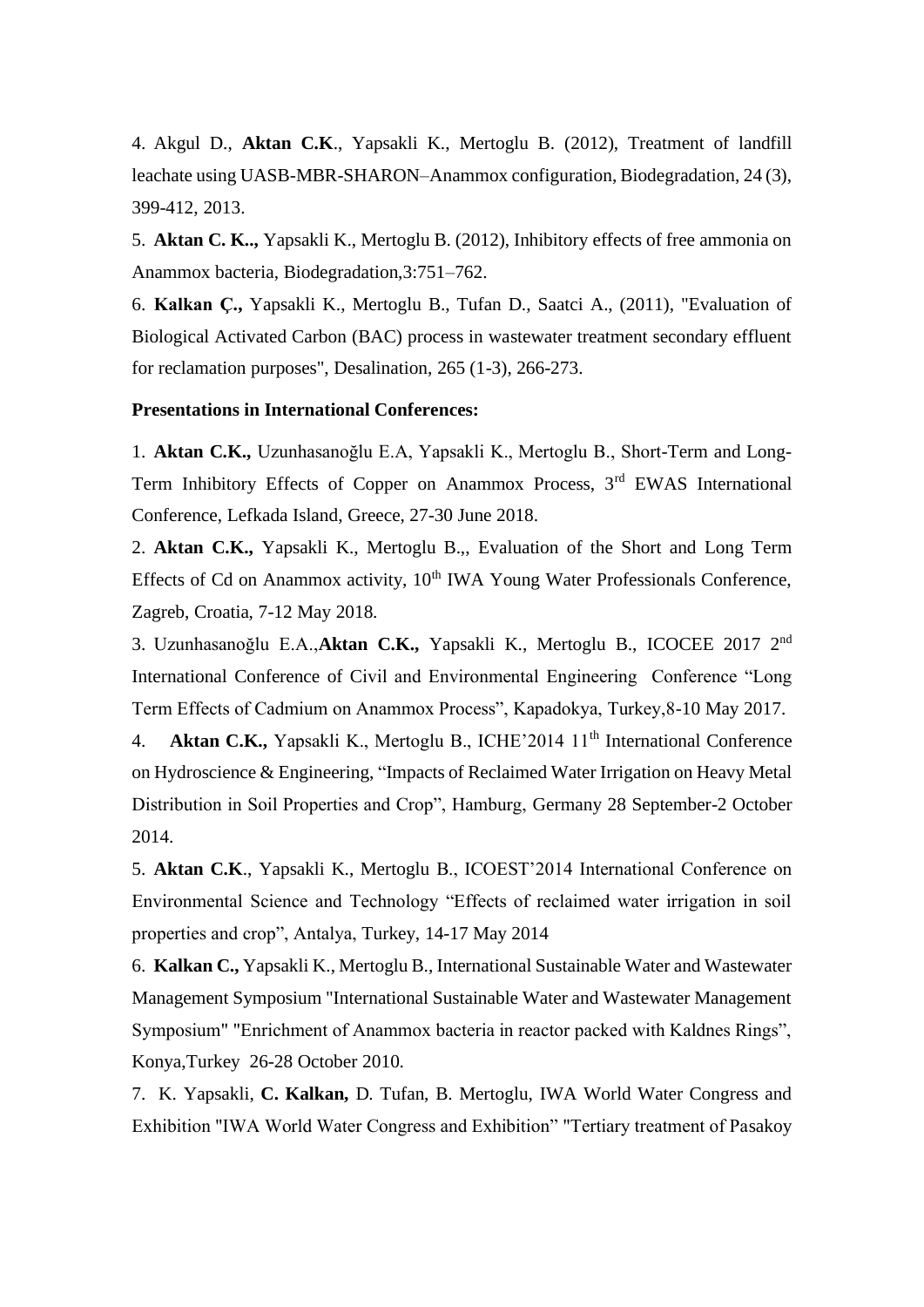4. Akgul D., **Aktan C.K**., Yapsakli K., Mertoglu B. (2012), Treatment of landfill leachate using UASB-MBR-SHARON–Anammox configuration, Biodegradation, 24 (3), 399-412, 2013.

5. **Aktan C. K..,** Yapsakli K., Mertoglu B. (2012), Inhibitory effects of free ammonia on Anammox bacteria, Biodegradation,3:751–762.

6. **Kalkan Ç.,** Yapsakli K., Mertoglu B., Tufan D., Saatci A., (2011), "Evaluation of Biological Activated Carbon (BAC) process in wastewater treatment secondary effluent for reclamation purposes", Desalination, 265 (1-3), 266-273.

**Presentations in International Conferences:**

1. **Aktan C.K.,** Uzunhasanoğlu E.A, Yapsakli K., Mertoglu B., Short-Term and Long-Term Inhibitory Effects of Copper on Anammox Process, 3rd EWAS International Conference, Lefkada Island, Greece, 27-30 June 2018.

2. **Aktan C.K.,** Yapsakli K., Mertoglu B.,, Evaluation of the Short and Long Term Effects of Cd on Anammox activity, 10th IWA Young Water Professionals Conference, Zagreb, Croatia, 7-12 May 2018.

3. Uzunhasanoğlu E.A.,**Aktan C.K.,** Yapsakli K., Mertoglu B., ICOCEE 2017 2nd International Conference of Civil and Environmental Engineering Conference "Long Term Effects of Cadmium on Anammox Process", Kapadokya, Turkey,8-10 May 2017.

4. **Aktan C.K.,** Yapsakli K., Mertoglu B., ICHE'2014 11th International Conference on Hydroscience & Engineering, "Impacts of Reclaimed Water Irrigation on Heavy Metal Distribution in Soil Properties and Crop", Hamburg, Germany 28 September-2 October 2014.

5. **Aktan C.K**., Yapsakli K., Mertoglu B., ICOEST'2014 International Conference on Environmental Science and Technology "Effects of reclaimed water irrigation in soil properties and crop", Antalya, Turkey, 14-17 May 2014

6. **Kalkan C.,** Yapsakli K., Mertoglu B., International Sustainable Water and Wastewater Management Symposium "International Sustainable Water and Wastewater Management Symposium" "Enrichment of Anammox bacteria in reactor packed with Kaldnes Rings", Konya,Turkey 26-28 October 2010.

7. K. Yapsakli, **C. Kalkan,** D. Tufan, B. Mertoglu, IWA World Water Congress and Exhibition "IWA World Water Congress and Exhibition" "Tertiary treatment of Pasakoy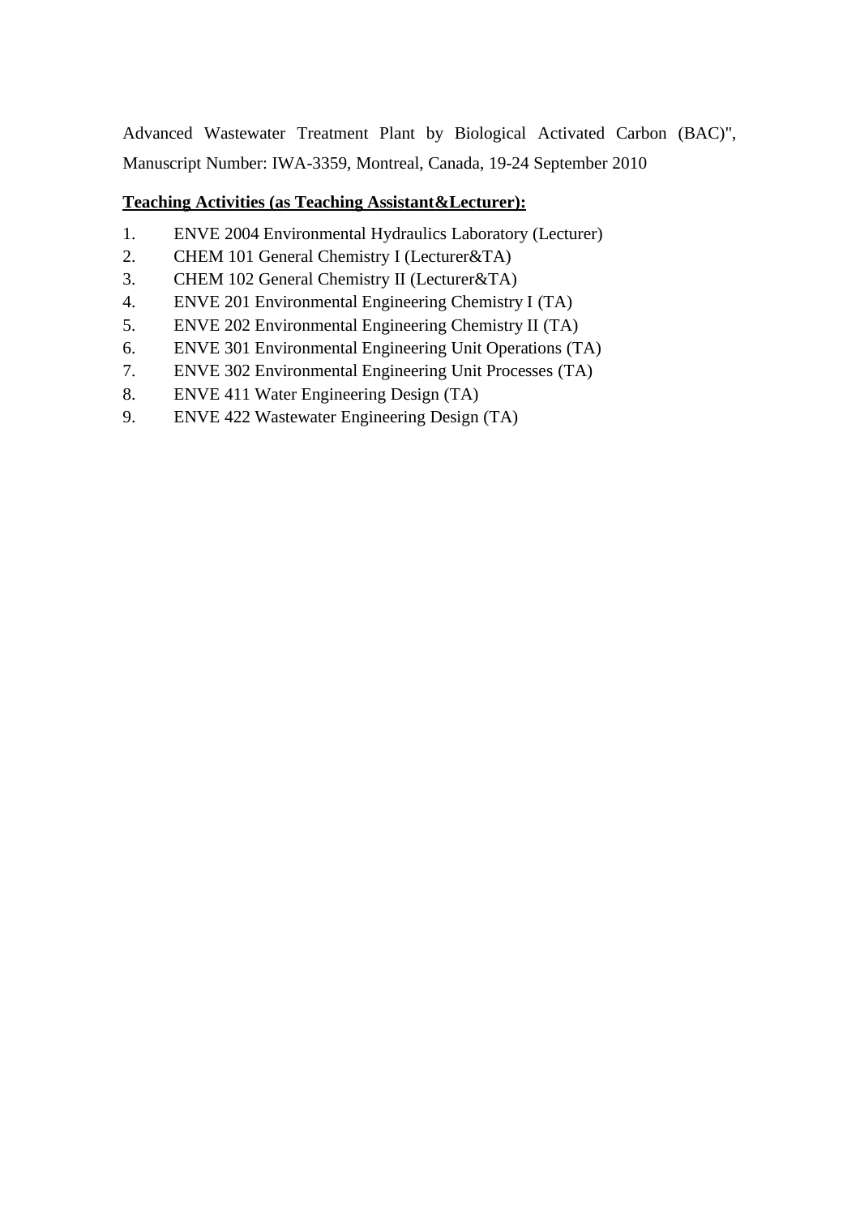Advanced Wastewater Treatment Plant by Biological Activated Carbon (BAC)", Manuscript Number: IWA-3359, Montreal, Canada, 19-24 September 2010

**Teaching Activities (as Teaching Assistant&Lecturer):**

1. ENVE 2004 Environmental Hydraulics Laboratory (Lecturer)
2. CHEM 101 General Chemistry I (Lecturer&TA)
3. CHEM 102 General Chemistry II (Lecturer&TA)
4. ENVE 201 Environmental Engineering Chemistry I (TA)
5. ENVE 202 Environmental Engineering Chemistry II (TA)
6. ENVE 301 Environmental Engineering Unit Operations (TA)
7. ENVE 302 Environmental Engineering Unit Processes (TA)
8. ENVE 411 Water Engineering Design (TA)
9. ENVE 422 Wastewater Engineering Design (TA)